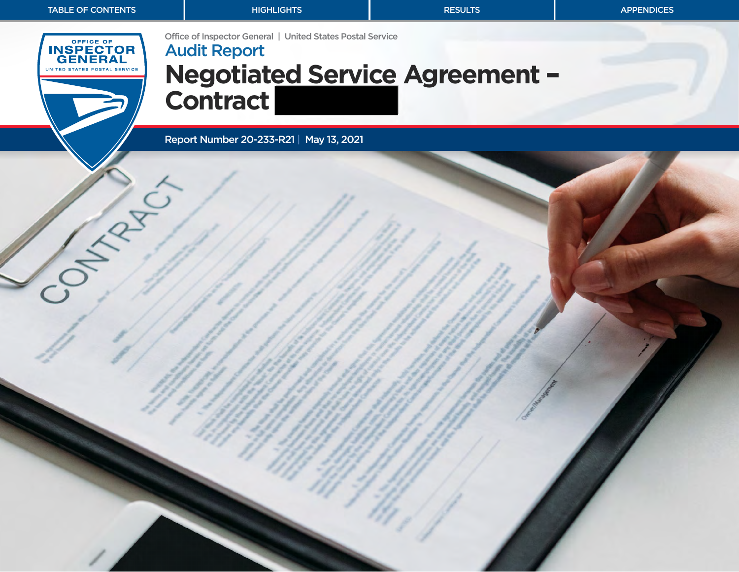TABLE OF CONTENTS | HIGHLIGHTS | RESULTS | APPENDICES

Office of Inspector General | United States Postal Service

Audit Report

# Negotiated Service Agreement – Contract

Report Number 20-233-R21 | May 13, 2021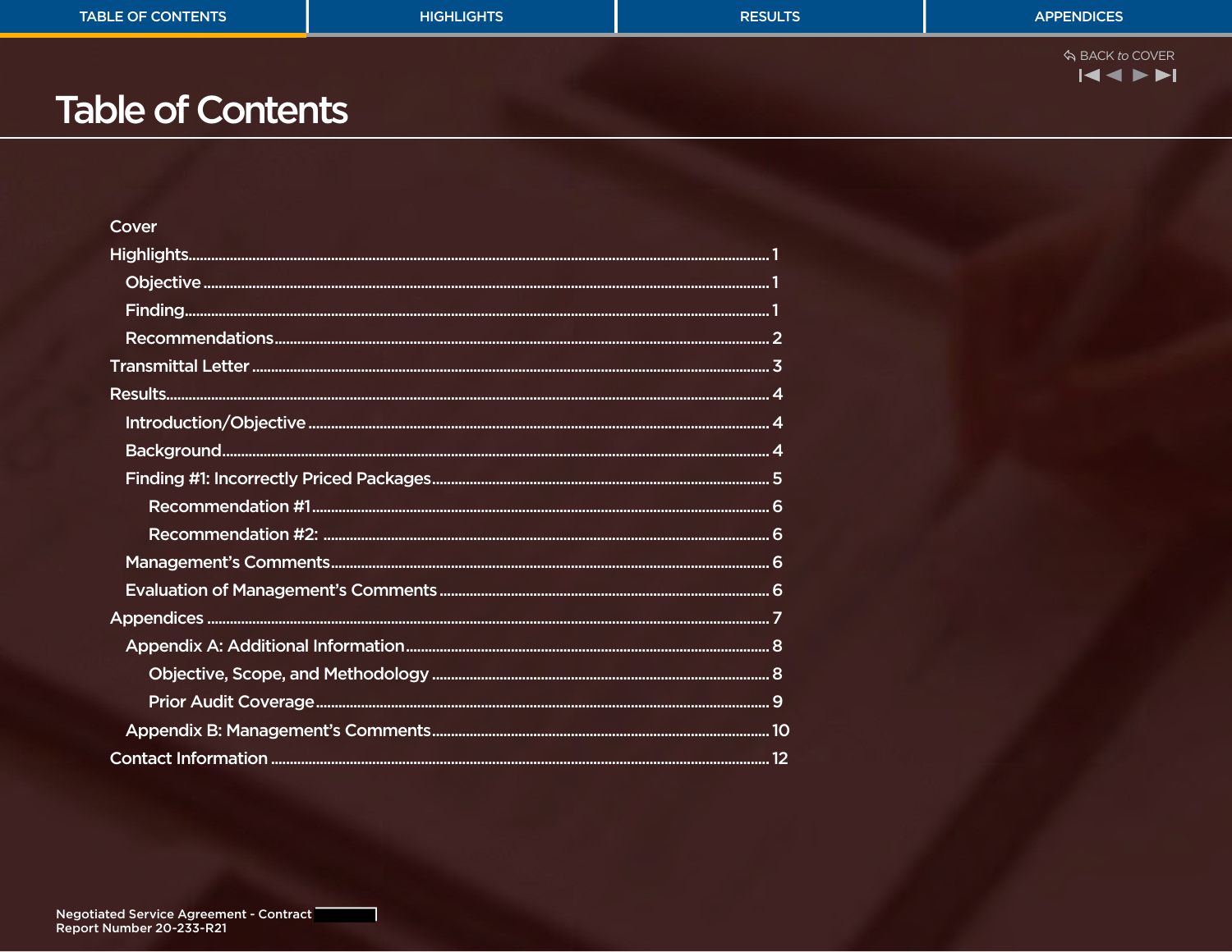# Table of Contents

- Cover
- Highlights ..... 1
  - Objective ..... 1
  - Finding ..... 1
  - Recommendations ..... 2
- Transmittal Letter ..... 3
- Results ..... 4
  - Introduction/Objective ..... 4
  - Background ..... 4
  - Finding #1: Incorrectly Priced Packages ..... 5
    - Recommendation #1 ..... 6
    - Recommendation #2: ..... 6
  - Management's Comments ..... 6
  - Evaluation of Management's Comments ..... 6
- Appendices ..... 7
  - Appendix A: Additional Information ..... 8
    - Objective, Scope, and Methodology ..... 8
    - Prior Audit Coverage ..... 9
  - Appendix B: Management's Comments ..... 10
- Contact Information ..... 12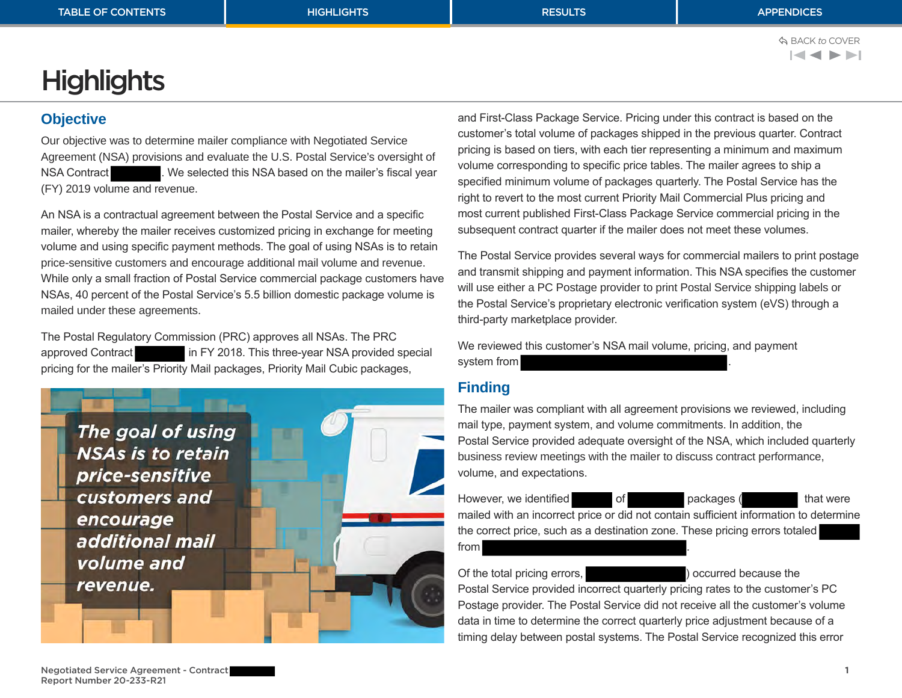# Highlights

## Objective

Our objective was to determine mailer compliance with Negotiated Service Agreement (NSA) provisions and evaluate the U.S. Postal Service's oversight of NSA Contract ████. We selected this NSA based on the mailer's fiscal year (FY) 2019 volume and revenue.

An NSA is a contractual agreement between the Postal Service and a specific mailer, whereby the mailer receives customized pricing in exchange for meeting volume and using specific payment methods. The goal of using NSAs is to retain price-sensitive customers and encourage additional mail volume and revenue. While only a small fraction of Postal Service commercial package customers have NSAs, 40 percent of the Postal Service's 5.5 billion domestic package volume is mailed under these agreements.

The Postal Regulatory Commission (PRC) approves all NSAs. The PRC approved Contract ████ in FY 2018. This three-year NSA provided special pricing for the mailer's Priority Mail packages, Priority Mail Cubic packages, and First-Class Package Service. Pricing under this contract is based on the customer's total volume of packages shipped in the previous quarter. Contract pricing is based on tiers, with each tier representing a minimum and maximum volume corresponding to specific price tables. The mailer agrees to ship a specified minimum volume of packages quarterly. The Postal Service has the right to revert to the most current Priority Mail Commercial Plus pricing and most current published First-Class Package Service commercial pricing in the subsequent contract quarter if the mailer does not meet these volumes.

*The goal of using NSAs is to retain price-sensitive customers and encourage additional mail volume and revenue.*

The Postal Service provides several ways for commercial mailers to print postage and transmit shipping and payment information. This NSA specifies the customer will use either a PC Postage provider to print Postal Service shipping labels or the Postal Service's proprietary electronic verification system (eVS) through a third-party marketplace provider.

We reviewed this customer's NSA mail volume, pricing, and payment system from ████████████.

## Finding

The mailer was compliant with all agreement provisions we reviewed, including mail type, payment system, and volume commitments. In addition, the Postal Service provided adequate oversight of the NSA, which included quarterly business review meetings with the mailer to discuss contract performance, volume, and expectations.

However, we identified ████ of ████ packages (████ that were mailed with an incorrect price or did not contain sufficient information to determine the correct price, such as a destination zone. These pricing errors totaled ████ from ████████████.

Of the total pricing errors, ██████) occurred because the Postal Service provided incorrect quarterly pricing rates to the customer's PC Postage provider. The Postal Service did not receive all the customer's volume data in time to determine the correct quarterly price adjustment because of a timing delay between postal systems. The Postal Service recognized this error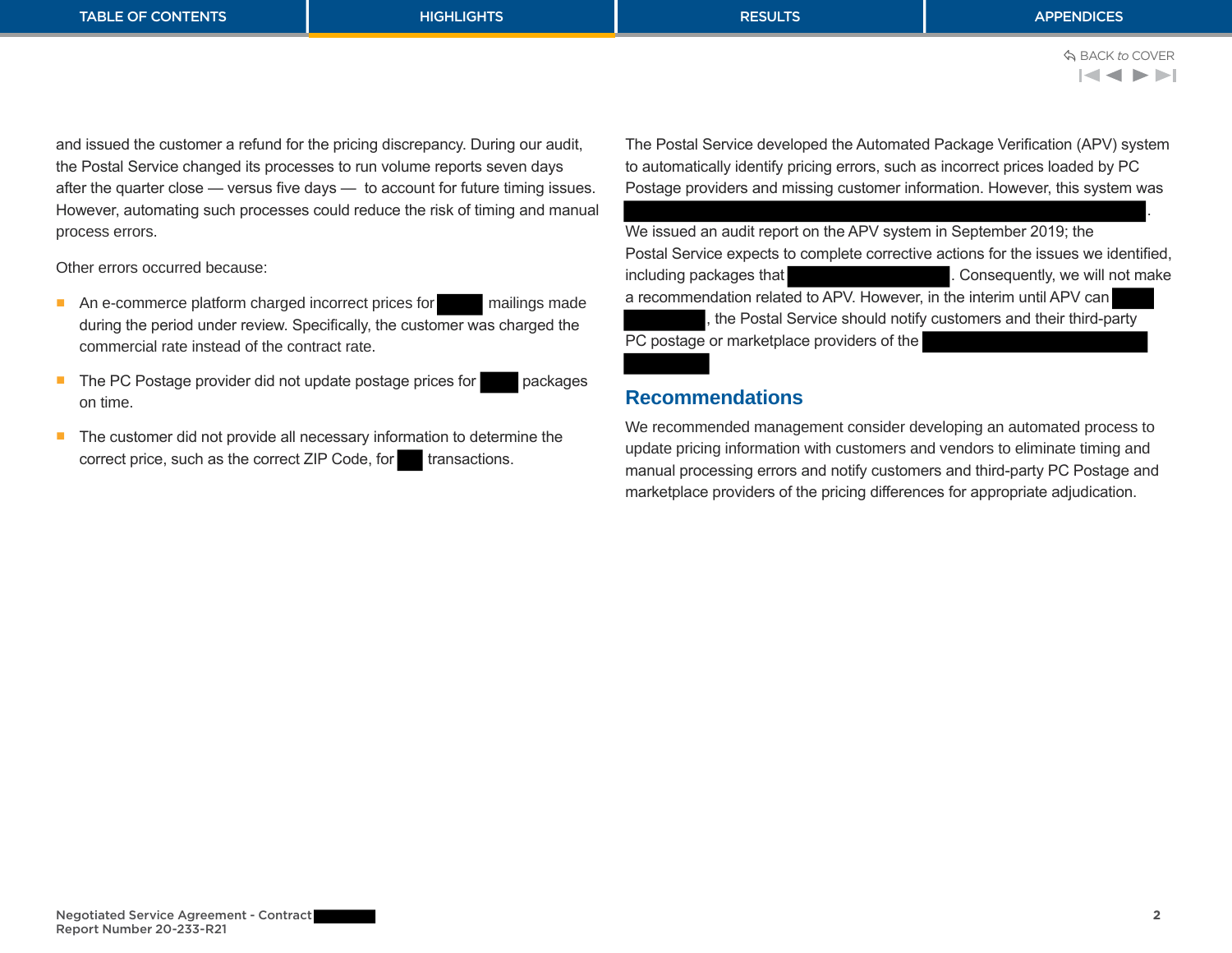and issued the customer a refund for the pricing discrepancy. During our audit, the Postal Service changed its processes to run volume reports seven days after the quarter close — versus five days — to account for future timing issues. However, automating such processes could reduce the risk of timing and manual process errors.

Other errors occurred because:

- An e-commerce platform charged incorrect prices for mailings made during the period under review. Specifically, the customer was charged the commercial rate instead of the contract rate.
- The PC Postage provider did not update postage prices for packages on time.
- The customer did not provide all necessary information to determine the correct price, such as the correct ZIP Code, for transactions.

The Postal Service developed the Automated Package Verification (APV) system to automatically identify pricing errors, such as incorrect prices loaded by PC Postage providers and missing customer information. However, this system was . We issued an audit report on the APV system in September 2019; the Postal Service expects to complete corrective actions for the issues we identified, including packages that . Consequently, we will not make a recommendation related to APV. However, in the interim until APV can , the Postal Service should notify customers and their third-party PC postage or marketplace providers of the

## Recommendations

We recommended management consider developing an automated process to update pricing information with customers and vendors to eliminate timing and manual processing errors and notify customers and third-party PC Postage and marketplace providers of the pricing differences for appropriate adjudication.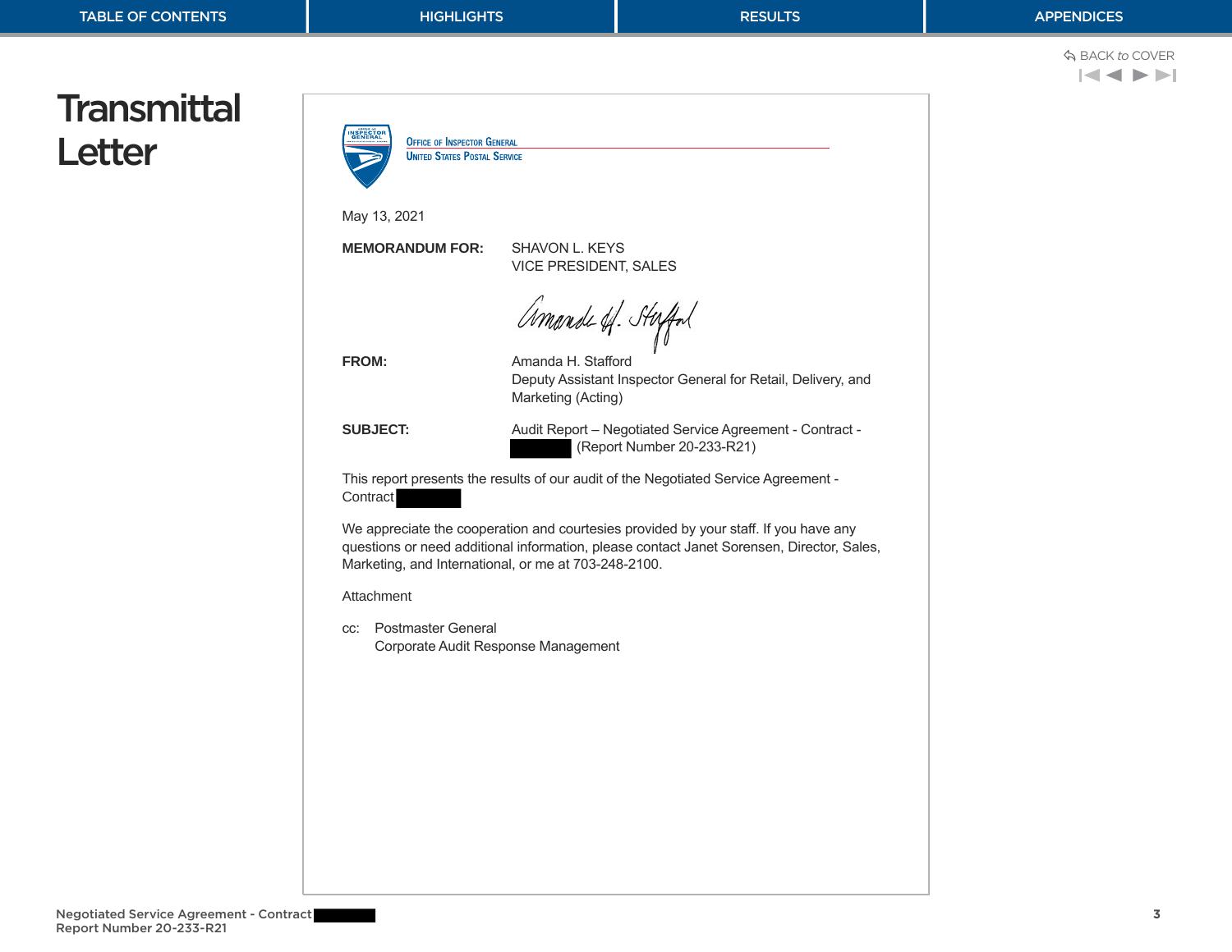# Transmittal Letter

OFFICE OF INSPECTOR GENERAL
UNITED STATES POSTAL SERVICE

May 13, 2021

**MEMORANDUM FOR:** SHAVON L. KEYS
VICE PRESIDENT, SALES

**FROM:** Amanda H. Stafford
Deputy Assistant Inspector General for Retail, Delivery, and Marketing (Acting)

**SUBJECT:** Audit Report – Negotiated Service Agreement - Contract - [REDACTED] (Report Number 20-233-R21)

This report presents the results of our audit of the Negotiated Service Agreement - Contract [REDACTED]

We appreciate the cooperation and courtesies provided by your staff. If you have any questions or need additional information, please contact Janet Sorensen, Director, Sales, Marketing, and International, or me at 703-248-2100.

Attachment

cc: Postmaster General
Corporate Audit Response Management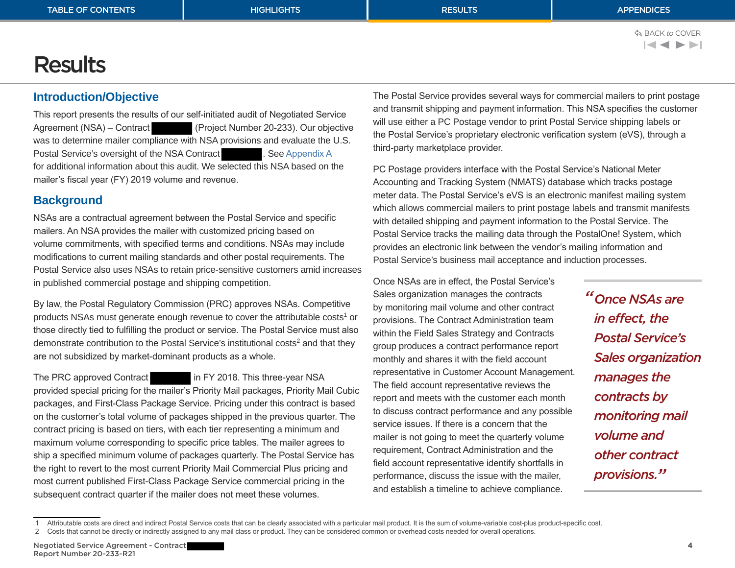# Results

## Introduction/Objective

This report presents the results of our self-initiated audit of Negotiated Service Agreement (NSA) – Contract ████████ (Project Number 20-233). Our objective was to determine mailer compliance with NSA provisions and evaluate the U.S. Postal Service's oversight of the NSA Contract ████████. See Appendix A for additional information about this audit. We selected this NSA based on the mailer's fiscal year (FY) 2019 volume and revenue.

## Background

NSAs are a contractual agreement between the Postal Service and specific mailers. An NSA provides the mailer with customized pricing based on volume commitments, with specified terms and conditions. NSAs may include modifications to current mailing standards and other postal requirements. The Postal Service also uses NSAs to retain price-sensitive customers amid increases in published commercial postage and shipping competition.

By law, the Postal Regulatory Commission (PRC) approves NSAs. Competitive products NSAs must generate enough revenue to cover the attributable costs[1] or those directly tied to fulfilling the product or service. The Postal Service must also demonstrate contribution to the Postal Service's institutional costs[2] and that they are not subsidized by market-dominant products as a whole.

The PRC approved Contract ████████ in FY 2018. This three-year NSA provided special pricing for the mailer's Priority Mail packages, Priority Mail Cubic packages, and First-Class Package Service. Pricing under this contract is based on the customer's total volume of packages shipped in the previous quarter. The contract pricing is based on tiers, with each tier representing a minimum and maximum volume corresponding to specific price tables. The mailer agrees to ship a specified minimum volume of packages quarterly. The Postal Service has the right to revert to the most current Priority Mail Commercial Plus pricing and most current published First-Class Package Service commercial pricing in the subsequent contract quarter if the mailer does not meet these volumes.

The Postal Service provides several ways for commercial mailers to print postage and transmit shipping and payment information. This NSA specifies the customer will use either a PC Postage vendor to print Postal Service shipping labels or the Postal Service's proprietary electronic verification system (eVS), through a third-party marketplace provider.

PC Postage providers interface with the Postal Service's National Meter Accounting and Tracking System (NMATS) database which tracks postage meter data. The Postal Service's eVS is an electronic manifest mailing system which allows commercial mailers to print postage labels and transmit manifests with detailed shipping and payment information to the Postal Service. The Postal Service tracks the mailing data through the PostalOne! System, which provides an electronic link between the vendor's mailing information and Postal Service's business mail acceptance and induction processes.

Once NSAs are in effect, the Postal Service's Sales organization manages the contracts by monitoring mail volume and other contract provisions. The Contract Administration team within the Field Sales Strategy and Contracts group produces a contract performance report monthly and shares it with the field account representative in Customer Account Management. The field account representative reviews the report and meets with the customer each month to discuss contract performance and any possible service issues. If there is a concern that the mailer is not going to meet the quarterly volume requirement, Contract Administration and the field account representative identify shortfalls in performance, discuss the issue with the mailer, and establish a timeline to achieve compliance.

> *"Once NSAs are in effect, the Postal Service's Sales organization manages the contracts by monitoring mail volume and other contract provisions."*

---

1 Attributable costs are direct and indirect Postal Service costs that can be clearly associated with a particular mail product. It is the sum of volume-variable cost-plus product-specific cost.

2 Costs that cannot be directly or indirectly assigned to any mail class or product. They can be considered common or overhead costs needed for overall operations.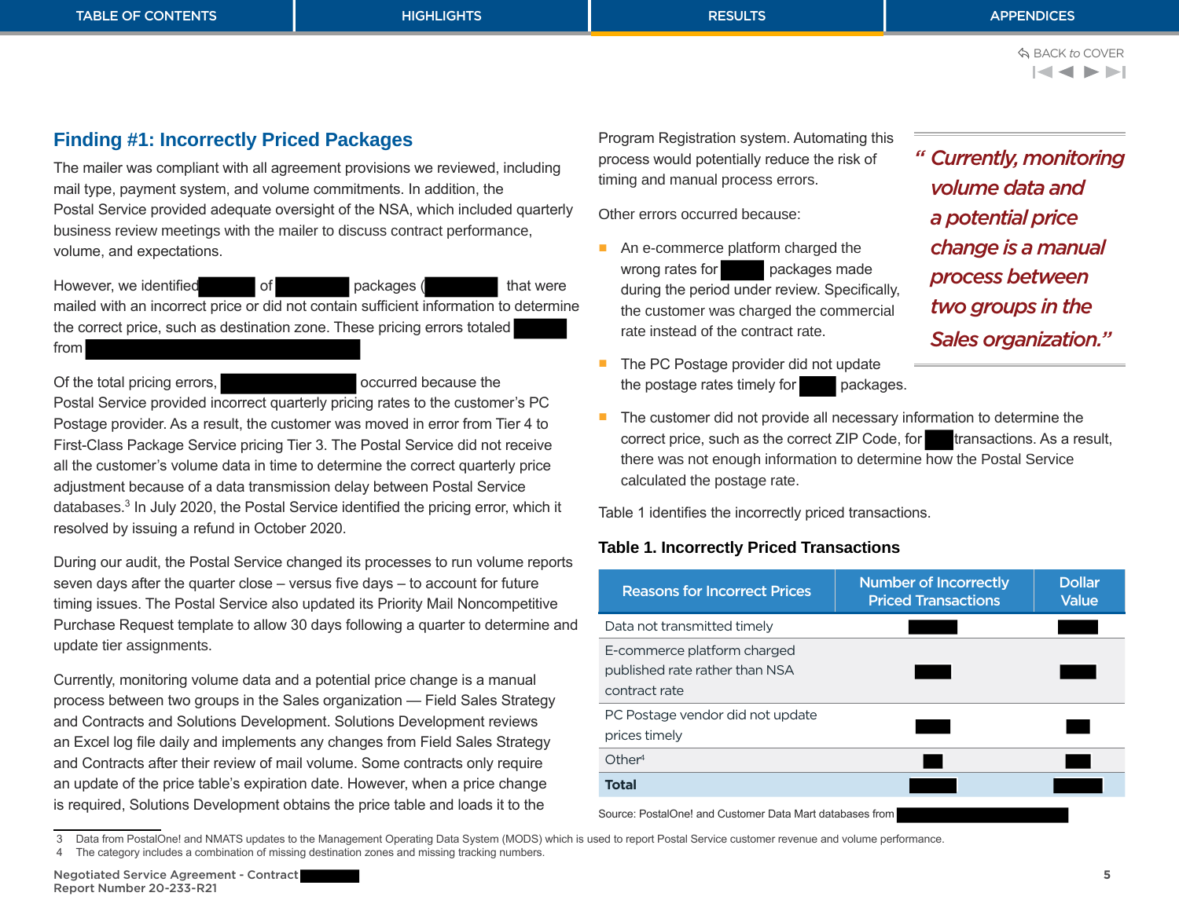## Finding #1: Incorrectly Priced Packages

The mailer was compliant with all agreement provisions we reviewed, including mail type, payment system, and volume commitments. In addition, the Postal Service provided adequate oversight of the NSA, which included quarterly business review meetings with the mailer to discuss contract performance, volume, and expectations.

However, we identified ████ of ████ packages (████) that were mailed with an incorrect price or did not contain sufficient information to determine the correct price, such as destination zone. These pricing errors totaled ████ from ████████████.

Of the total pricing errors, ████████ occurred because the Postal Service provided incorrect quarterly pricing rates to the customer's PC Postage provider. As a result, the customer was moved in error from Tier 4 to First-Class Package Service pricing Tier 3. The Postal Service did not receive all the customer's volume data in time to determine the correct quarterly price adjustment because of a data transmission delay between Postal Service databases.[3] In July 2020, the Postal Service identified the pricing error, which it resolved by issuing a refund in October 2020.

During our audit, the Postal Service changed its processes to run volume reports seven days after the quarter close – versus five days – to account for future timing issues. The Postal Service also updated its Priority Mail Noncompetitive Purchase Request template to allow 30 days following a quarter to determine and update tier assignments.

Currently, monitoring volume data and a potential price change is a manual process between two groups in the Sales organization — Field Sales Strategy and Contracts and Solutions Development. Solutions Development reviews an Excel log file daily and implements any changes from Field Sales Strategy and Contracts after their review of mail volume. Some contracts only require an update of the price table's expiration date. However, when a price change is required, Solutions Development obtains the price table and loads it to the Program Registration system. Automating this process would potentially reduce the risk of timing and manual process errors.

> *"Currently, monitoring volume data and a potential price change is a manual process between two groups in the Sales organization."*

Other errors occurred because:

- An e-commerce platform charged the wrong rates for ████ packages made during the period under review. Specifically, the customer was charged the commercial rate instead of the contract rate.
- The PC Postage provider did not update the postage rates timely for ████ packages.
- The customer did not provide all necessary information to determine the correct price, such as the correct ZIP Code, for ████ transactions. As a result, there was not enough information to determine how the Postal Service calculated the postage rate.

Table 1 identifies the incorrectly priced transactions.

**Table 1. Incorrectly Priced Transactions**

| Reasons for Incorrect Prices | Number of Incorrectly Priced Transactions | Dollar Value |
|---|---|---|
| Data not transmitted timely | ████ | ████ |
| E-commerce platform charged published rate rather than NSA contract rate | ████ | ████ |
| PC Postage vendor did not update prices timely | ████ | ████ |
| Other[4] | ████ | ████ |
| **Total** | ████ | ████ |

Source: PostalOne! and Customer Data Mart databases from ████████████.

3 Data from PostalOne! and NMATS updates to the Management Operating Data System (MODS) which is used to report Postal Service customer revenue and volume performance.

4 The category includes a combination of missing destination zones and missing tracking numbers.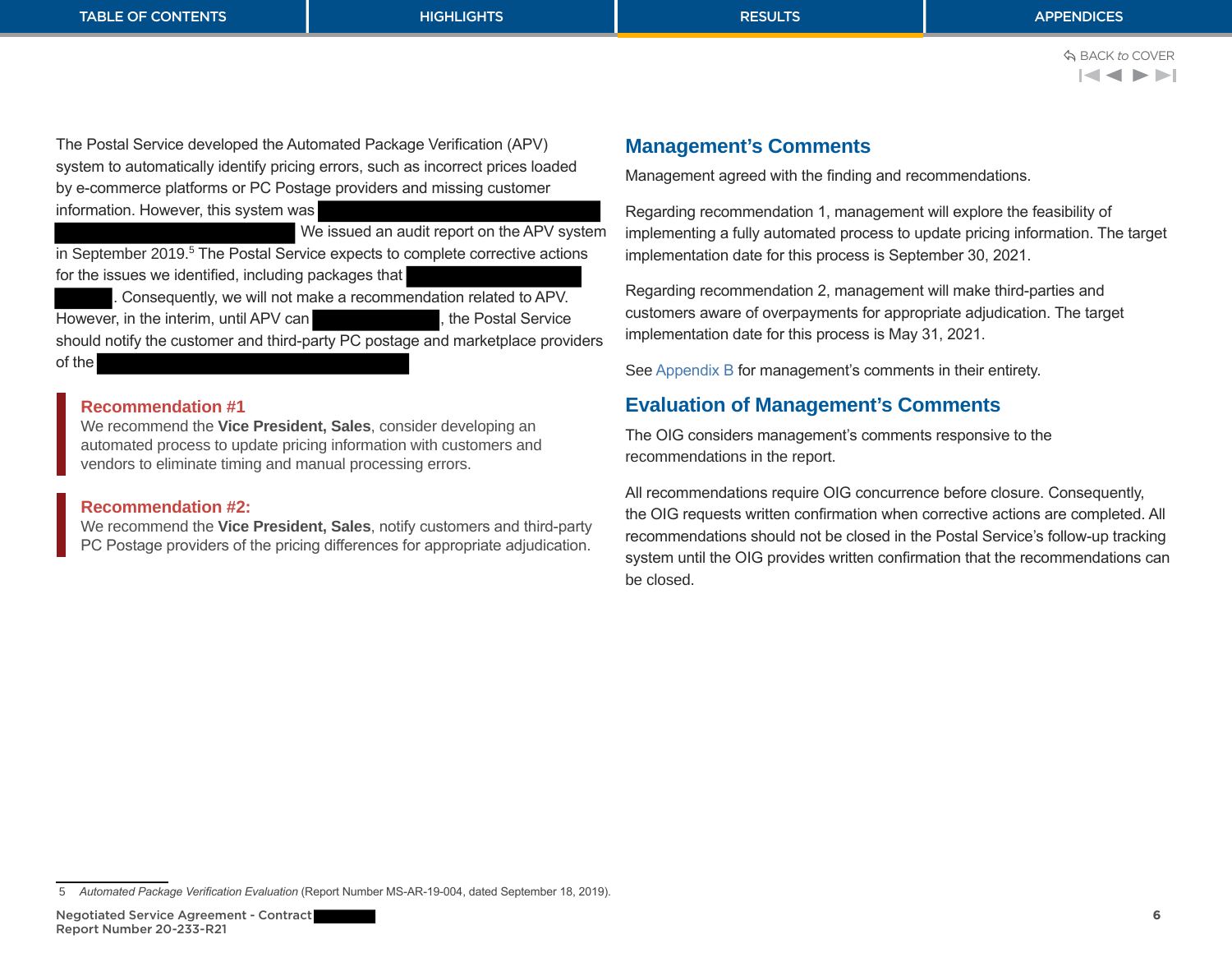The Postal Service developed the Automated Package Verification (APV) system to automatically identify pricing errors, such as incorrect prices loaded by e-commerce platforms or PC Postage providers and missing customer information. However, this system was [redacted] We issued an audit report on the APV system in September 2019.[5] The Postal Service expects to complete corrective actions for the issues we identified, including packages that [redacted] . Consequently, we will not make a recommendation related to APV. However, in the interim, until APV can [redacted], the Postal Service should notify the customer and third-party PC postage and marketplace providers of the [redacted]

### Recommendation #1

We recommend the **Vice President, Sales**, consider developing an automated process to update pricing information with customers and vendors to eliminate timing and manual processing errors.

### Recommendation #2:

We recommend the **Vice President, Sales**, notify customers and third-party PC Postage providers of the pricing differences for appropriate adjudication.

## Management's Comments

Management agreed with the finding and recommendations.

Regarding recommendation 1, management will explore the feasibility of implementing a fully automated process to update pricing information. The target implementation date for this process is September 30, 2021.

Regarding recommendation 2, management will make third-parties and customers aware of overpayments for appropriate adjudication. The target implementation date for this process is May 31, 2021.

See Appendix B for management's comments in their entirety.

## Evaluation of Management's Comments

The OIG considers management's comments responsive to the recommendations in the report.

All recommendations require OIG concurrence before closure. Consequently, the OIG requests written confirmation when corrective actions are completed. All recommendations should not be closed in the Postal Service's follow-up tracking system until the OIG provides written confirmation that the recommendations can be closed.

---

5 *Automated Package Verification Evaluation* (Report Number MS-AR-19-004, dated September 18, 2019).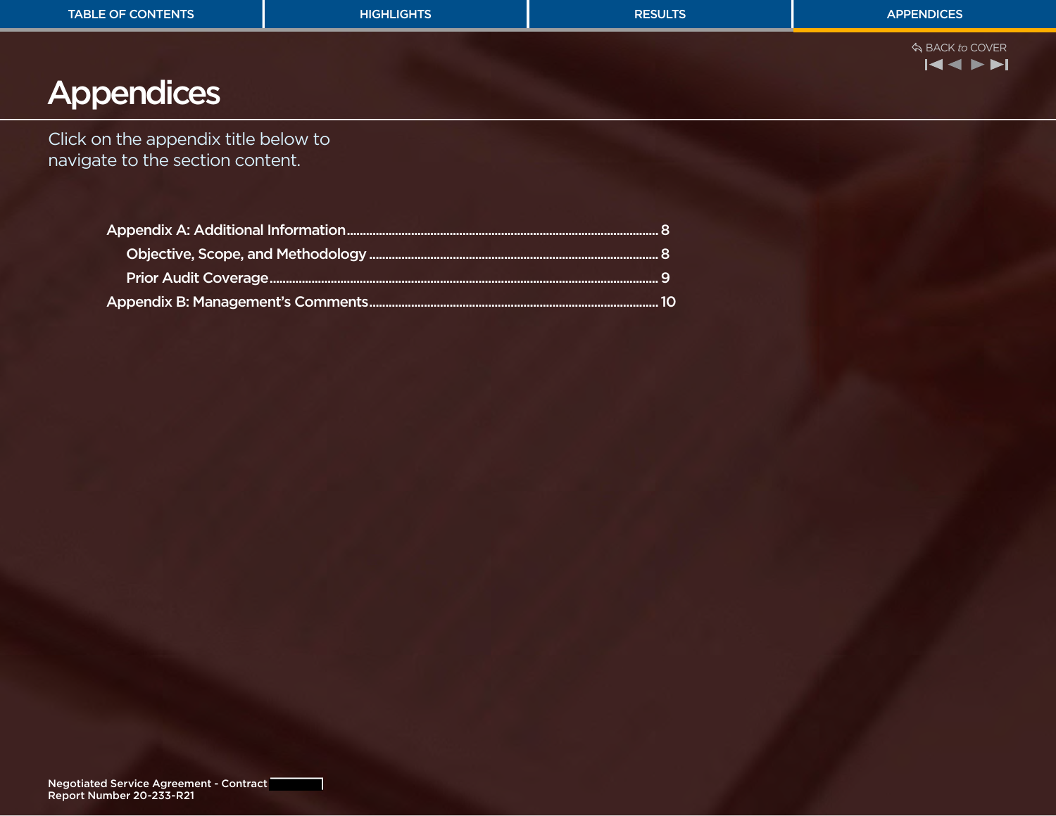# Appendices

Click on the appendix title below to navigate to the section content.

Appendix A: Additional Information ........ 8

- Objective, Scope, and Methodology ........ 8
- Prior Audit Coverage ........ 9

Appendix B: Management's Comments ........ 10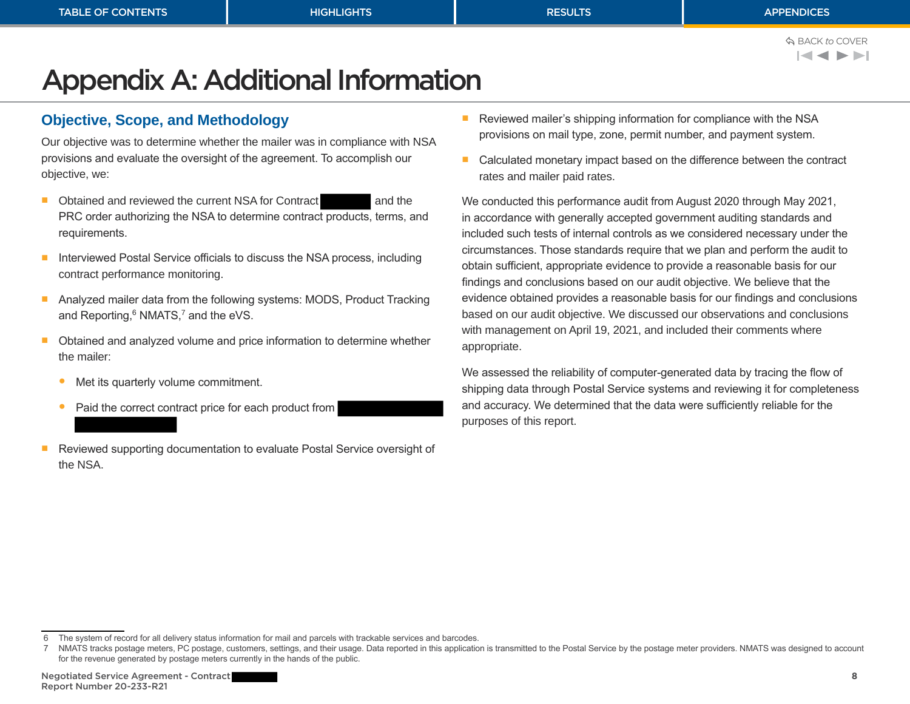# Appendix A: Additional Information

## Objective, Scope, and Methodology

Our objective was to determine whether the mailer was in compliance with NSA provisions and evaluate the oversight of the agreement. To accomplish our objective, we:

- Obtained and reviewed the current NSA for Contract [redacted] and the PRC order authorizing the NSA to determine contract products, terms, and requirements.
- Interviewed Postal Service officials to discuss the NSA process, including contract performance monitoring.
- Analyzed mailer data from the following systems: MODS, Product Tracking and Reporting,[6] NMATS,[7] and the eVS.
- Obtained and analyzed volume and price information to determine whether the mailer:
  - Met its quarterly volume commitment.
  - Paid the correct contract price for each product from [redacted]
- Reviewed supporting documentation to evaluate Postal Service oversight of the NSA.
- Reviewed mailer's shipping information for compliance with the NSA provisions on mail type, zone, permit number, and payment system.
- Calculated monetary impact based on the difference between the contract rates and mailer paid rates.

We conducted this performance audit from August 2020 through May 2021, in accordance with generally accepted government auditing standards and included such tests of internal controls as we considered necessary under the circumstances. Those standards require that we plan and perform the audit to obtain sufficient, appropriate evidence to provide a reasonable basis for our findings and conclusions based on our audit objective. We believe that the evidence obtained provides a reasonable basis for our findings and conclusions based on our audit objective. We discussed our observations and conclusions with management on April 19, 2021, and included their comments where appropriate.

We assessed the reliability of computer-generated data by tracing the flow of shipping data through Postal Service systems and reviewing it for completeness and accuracy. We determined that the data were sufficiently reliable for the purposes of this report.

---

6 The system of record for all delivery status information for mail and parcels with trackable services and barcodes.

7 NMATS tracks postage meters, PC postage, customers, settings, and their usage. Data reported in this application is transmitted to the Postal Service by the postage meter providers. NMATS was designed to account for the revenue generated by postage meters currently in the hands of the public.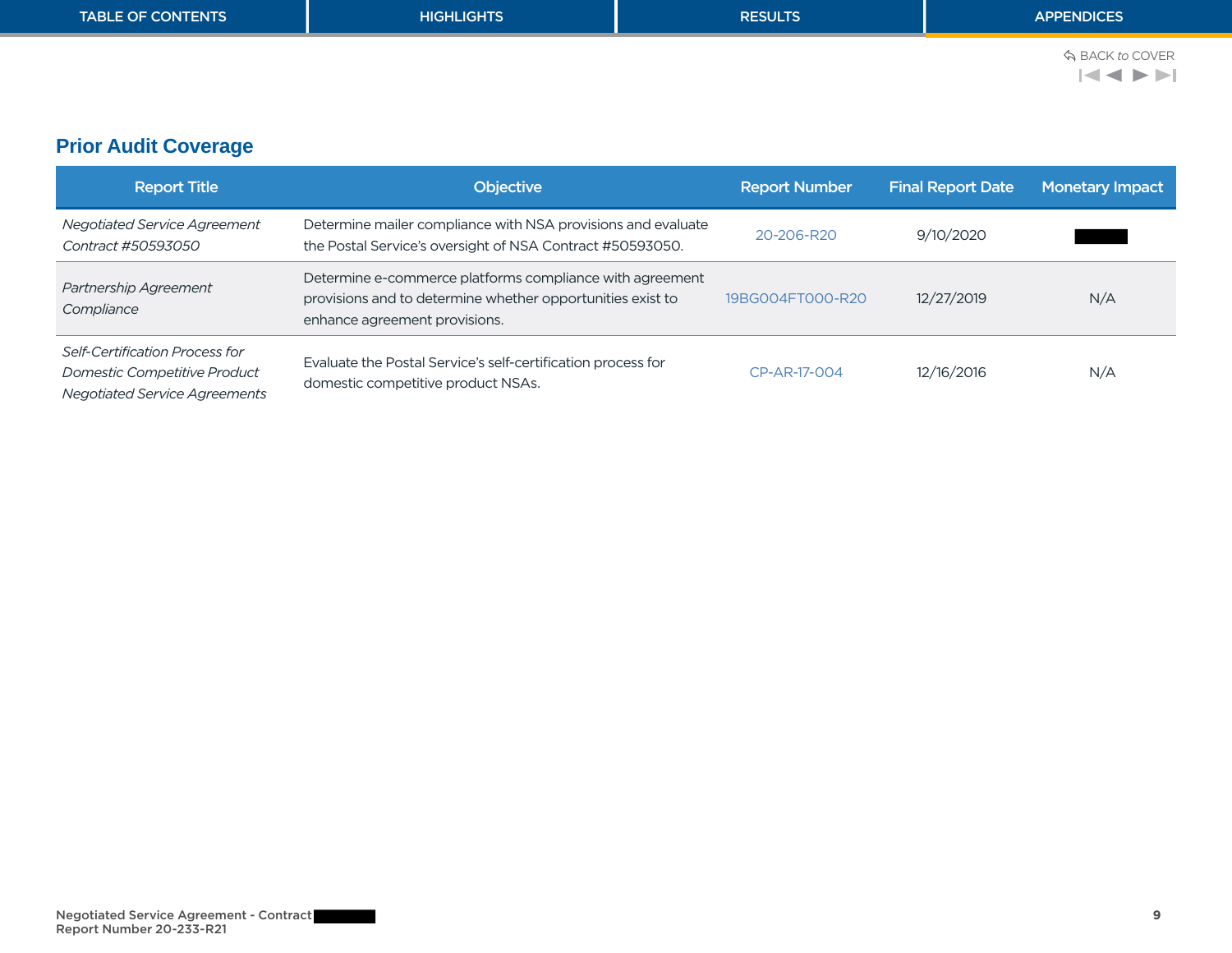## Prior Audit Coverage

| Report Title | Objective | Report Number | Final Report Date | Monetary Impact |
|---|---|---|---|---|
| *Negotiated Service Agreement Contract #50593050* | Determine mailer compliance with NSA provisions and evaluate the Postal Service's oversight of NSA Contract #50593050. | 20-206-R20 | 9/10/2020 | |
| *Partnership Agreement Compliance* | Determine e-commerce platforms compliance with agreement provisions and to determine whether opportunities exist to enhance agreement provisions. | 19BG004FT000-R20 | 12/27/2019 | N/A |
| *Self-Certification Process for Domestic Competitive Product Negotiated Service Agreements* | Evaluate the Postal Service's self-certification process for domestic competitive product NSAs. | CP-AR-17-004 | 12/16/2016 | N/A |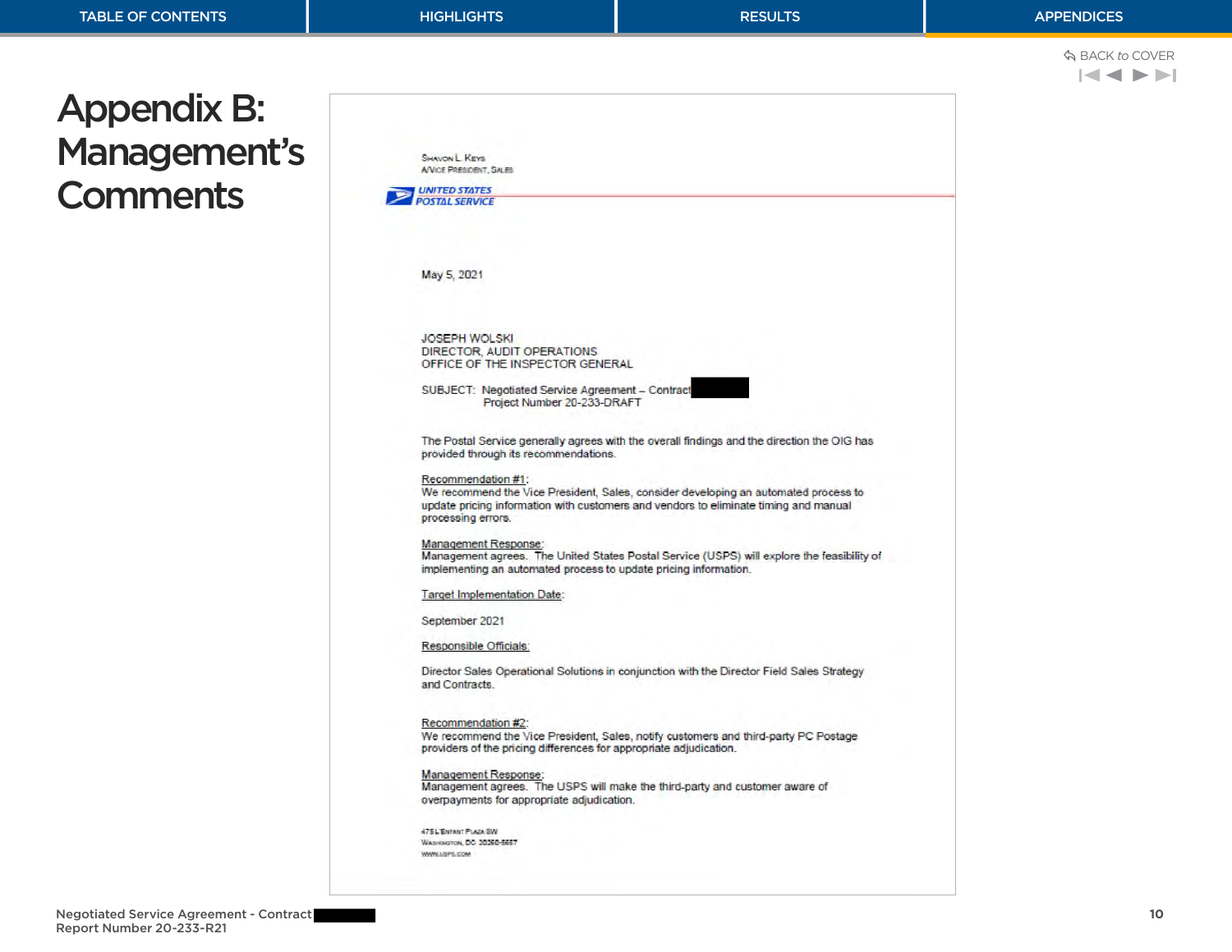# Appendix B: Management's Comments

SHAVON L. KEYS
A/VICE PRESIDENT, SALES

UNITED STATES POSTAL SERVICE

May 5, 2021

JOSEPH WOLSKI
DIRECTOR, AUDIT OPERATIONS
OFFICE OF THE INSPECTOR GENERAL

SUBJECT: Negotiated Service Agreement – Contract ████
Project Number 20-233-DRAFT

The Postal Service generally agrees with the overall findings and the direction the OIG has provided through its recommendations.

Recommendation #1:
We recommend the Vice President, Sales, consider developing an automated process to update pricing information with customers and vendors to eliminate timing and manual processing errors.

Management Response:
Management agrees. The United States Postal Service (USPS) will explore the feasibility of implementing an automated process to update pricing information.

Target Implementation Date:

September 2021

Responsible Officials:

Director Sales Operational Solutions in conjunction with the Director Field Sales Strategy and Contracts.

Recommendation #2:
We recommend the Vice President, Sales, notify customers and third-party PC Postage providers of the pricing differences for appropriate adjudication.

Management Response:
Management agrees. The USPS will make the third-party and customer aware of overpayments for appropriate adjudication.

475 L'ENFANT PLAZA SW
WASHINGTON, DC 20260-5657
WWW.USPS.COM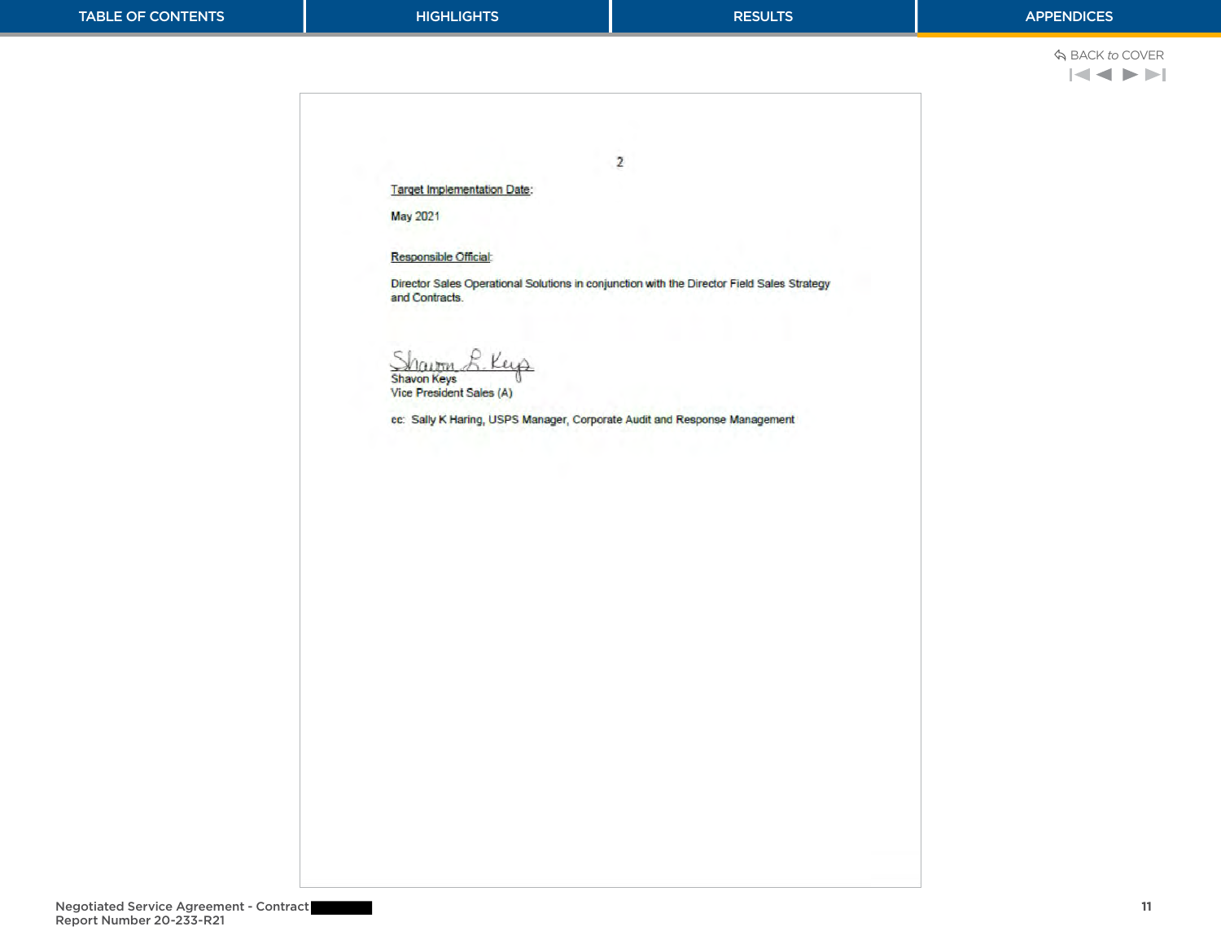Target Implementation Date:

May 2021

Responsible Official:

Director Sales Operational Solutions in conjunction with the Director Field Sales Strategy and Contracts.

Shavon Keys
Vice President Sales (A)

cc: Sally K Haring, USPS Manager, Corporate Audit and Response Management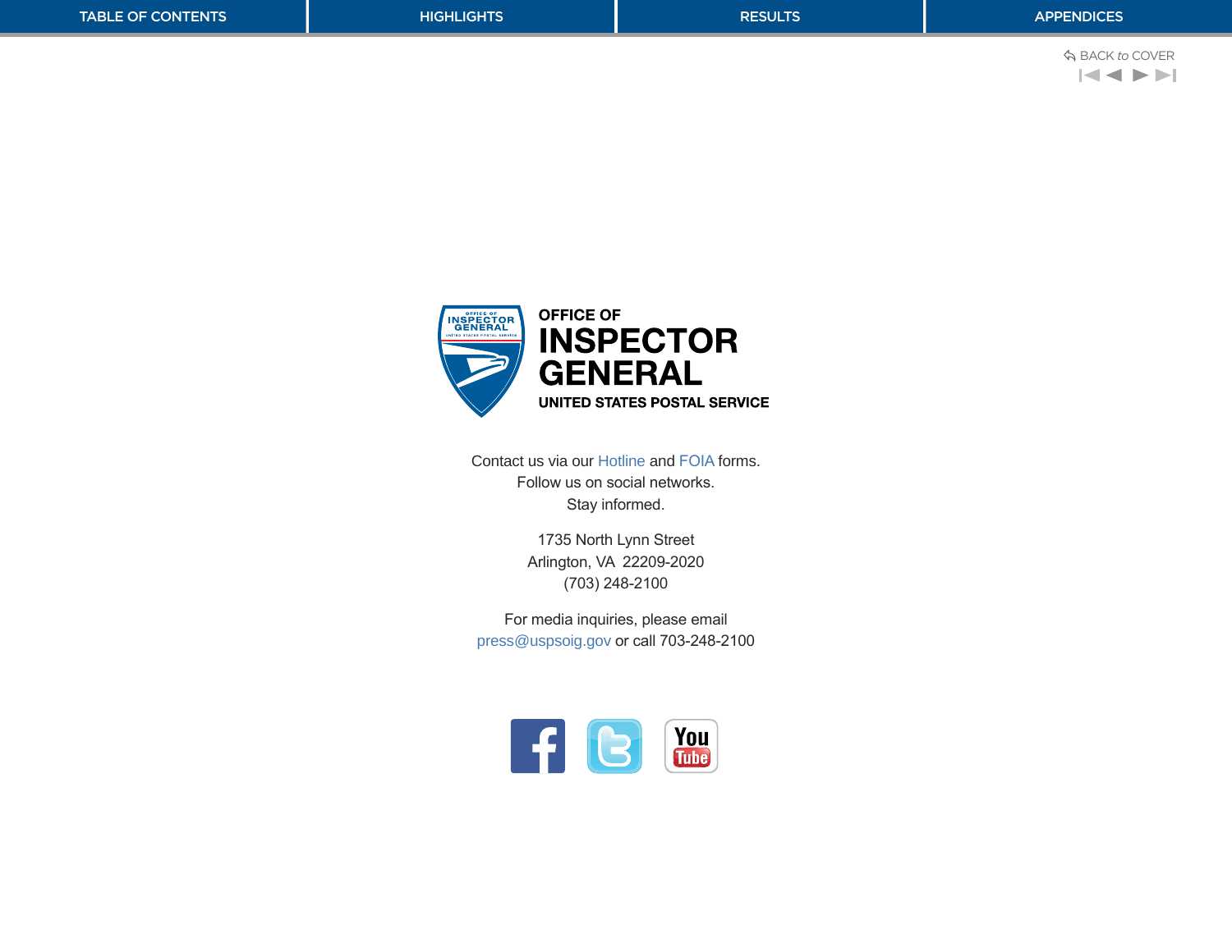OFFICE OF
# INSPECTOR GENERAL
UNITED STATES POSTAL SERVICE

Contact us via our Hotline and FOIA forms.
Follow us on social networks.
Stay informed.

1735 North Lynn Street
Arlington, VA 22209-2020
(703) 248-2100

For media inquiries, please email
press@uspsoig.gov or call 703-248-2100